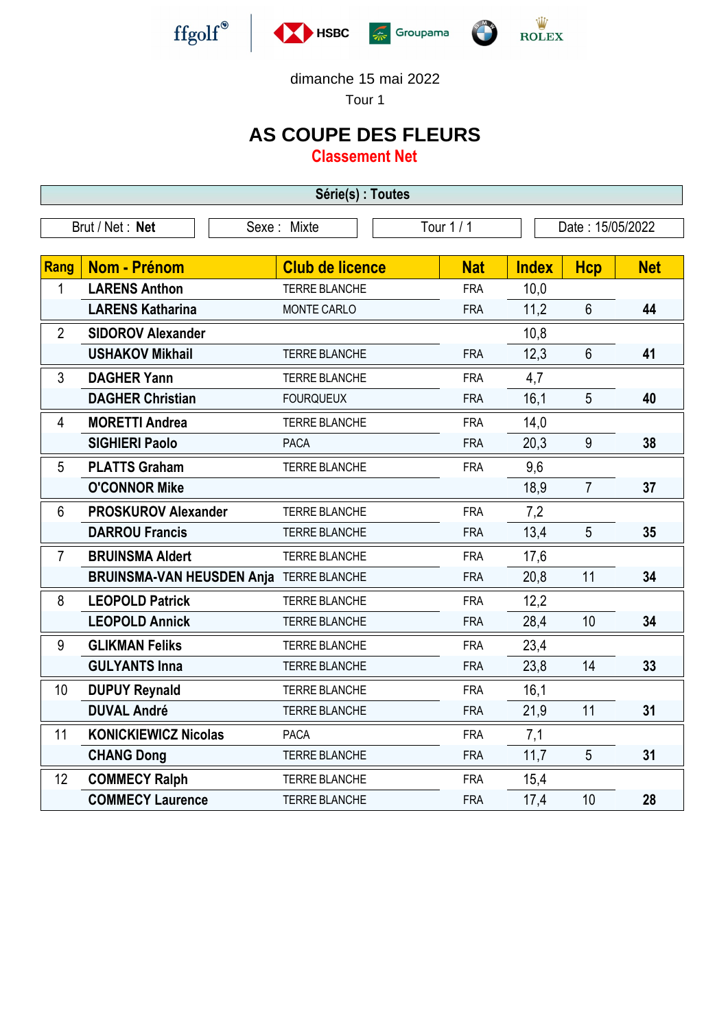ffgolf® HSBC Groupama ROLEX

dimanche 15 mai 2022

Tour 1

# AS COUPE DES FLEURS

## Classement Net

**Série(s) : Toutes**

| Brut / Net : **Net** | Sexe : Mixte | Tour 1 / 1 | Date : 15/05/2022 |
|---|---|---|---|

| Rang | Nom - Prénom | Club de licence | Nat | Index | Hcp | Net |
|---|---|---|---|---|---|---|
| 1 | **LARENS Anthon** | TERRE BLANCHE | FRA | 10,0 | | |
| | **LARENS Katharina** | MONTE CARLO | FRA | 11,2 | 6 | **44** |
| 2 | **SIDOROV Alexander** | | | 10,8 | | |
| | **USHAKOV Mikhail** | TERRE BLANCHE | FRA | 12,3 | 6 | **41** |
| 3 | **DAGHER Yann** | TERRE BLANCHE | FRA | 4,7 | | |
| | **DAGHER Christian** | FOURQUEUX | FRA | 16,1 | 5 | **40** |
| 4 | **MORETTI Andrea** | TERRE BLANCHE | FRA | 14,0 | | |
| | **SIGHIERI Paolo** | PACA | FRA | 20,3 | 9 | **38** |
| 5 | **PLATTS Graham** | TERRE BLANCHE | FRA | 9,6 | | |
| | **O'CONNOR Mike** | | | 18,9 | 7 | **37** |
| 6 | **PROSKUROV Alexander** | TERRE BLANCHE | FRA | 7,2 | | |
| | **DARROU Francis** | TERRE BLANCHE | FRA | 13,4 | 5 | **35** |
| 7 | **BRUINSMA Aldert** | TERRE BLANCHE | FRA | 17,6 | | |
| | **BRUINSMA-VAN HEUSDEN Anja** | TERRE BLANCHE | FRA | 20,8 | 11 | **34** |
| 8 | **LEOPOLD Patrick** | TERRE BLANCHE | FRA | 12,2 | | |
| | **LEOPOLD Annick** | TERRE BLANCHE | FRA | 28,4 | 10 | **34** |
| 9 | **GLIKMAN Feliks** | TERRE BLANCHE | FRA | 23,4 | | |
| | **GULYANTS Inna** | TERRE BLANCHE | FRA | 23,8 | 14 | **33** |
| 10 | **DUPUY Reynald** | TERRE BLANCHE | FRA | 16,1 | | |
| | **DUVAL André** | TERRE BLANCHE | FRA | 21,9 | 11 | **31** |
| 11 | **KONICKIEWICZ Nicolas** | PACA | FRA | 7,1 | | |
| | **CHANG Dong** | TERRE BLANCHE | FRA | 11,7 | 5 | **31** |
| 12 | **COMMECY Ralph** | TERRE BLANCHE | FRA | 15,4 | | |
| | **COMMECY Laurence** | TERRE BLANCHE | FRA | 17,4 | 10 | **28** |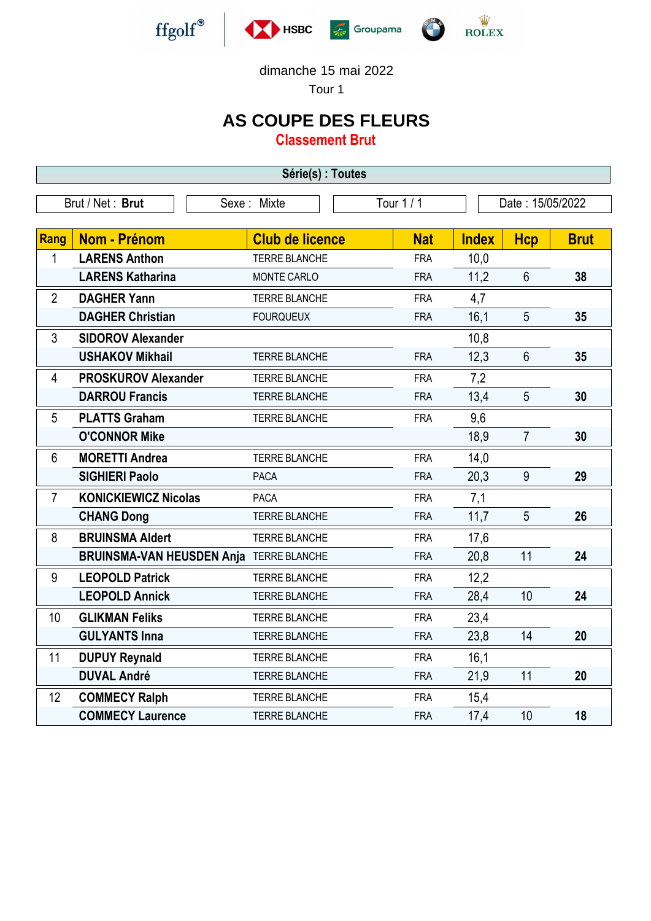ffgolf® HSBC Groupama ROLEX

dimanche 15 mai 2022

Tour 1

# AS COUPE DES FLEURS

## Classement Brut

**Série(s) : Toutes**

| Brut / Net : **Brut** | Sexe : Mixte | Tour 1 / 1 | Date : 15/05/2022 |
|---|---|---|---|

| Rang | Nom - Prénom | Club de licence | Nat | Index | Hcp | Brut |
|---|---|---|---|---|---|---|
| 1 | **LARENS Anthon** | TERRE BLANCHE | FRA | 10,0 | | |
| | **LARENS Katharina** | MONTE CARLO | FRA | 11,2 | 6 | **38** |
| 2 | **DAGHER Yann** | TERRE BLANCHE | FRA | 4,7 | | |
| | **DAGHER Christian** | FOURQUEUX | FRA | 16,1 | 5 | **35** |
| 3 | **SIDOROV Alexander** | | | 10,8 | | |
| | **USHAKOV Mikhail** | TERRE BLANCHE | FRA | 12,3 | 6 | **35** |
| 4 | **PROSKUROV Alexander** | TERRE BLANCHE | FRA | 7,2 | | |
| | **DARROU Francis** | TERRE BLANCHE | FRA | 13,4 | 5 | **30** |
| 5 | **PLATTS Graham** | TERRE BLANCHE | FRA | 9,6 | | |
| | **O'CONNOR Mike** | | | 18,9 | 7 | **30** |
| 6 | **MORETTI Andrea** | TERRE BLANCHE | FRA | 14,0 | | |
| | **SIGHIERI Paolo** | PACA | FRA | 20,3 | 9 | **29** |
| 7 | **KONICKIEWICZ Nicolas** | PACA | FRA | 7,1 | | |
| | **CHANG Dong** | TERRE BLANCHE | FRA | 11,7 | 5 | **26** |
| 8 | **BRUINSMA Aldert** | TERRE BLANCHE | FRA | 17,6 | | |
| | **BRUINSMA-VAN HEUSDEN Anja** | TERRE BLANCHE | FRA | 20,8 | 11 | **24** |
| 9 | **LEOPOLD Patrick** | TERRE BLANCHE | FRA | 12,2 | | |
| | **LEOPOLD Annick** | TERRE BLANCHE | FRA | 28,4 | 10 | **24** |
| 10 | **GLIKMAN Feliks** | TERRE BLANCHE | FRA | 23,4 | | |
| | **GULYANTS Inna** | TERRE BLANCHE | FRA | 23,8 | 14 | **20** |
| 11 | **DUPUY Reynald** | TERRE BLANCHE | FRA | 16,1 | | |
| | **DUVAL André** | TERRE BLANCHE | FRA | 21,9 | 11 | **20** |
| 12 | **COMMECY Ralph** | TERRE BLANCHE | FRA | 15,4 | | |
| | **COMMECY Laurence** | TERRE BLANCHE | FRA | 17,4 | 10 | **18** |